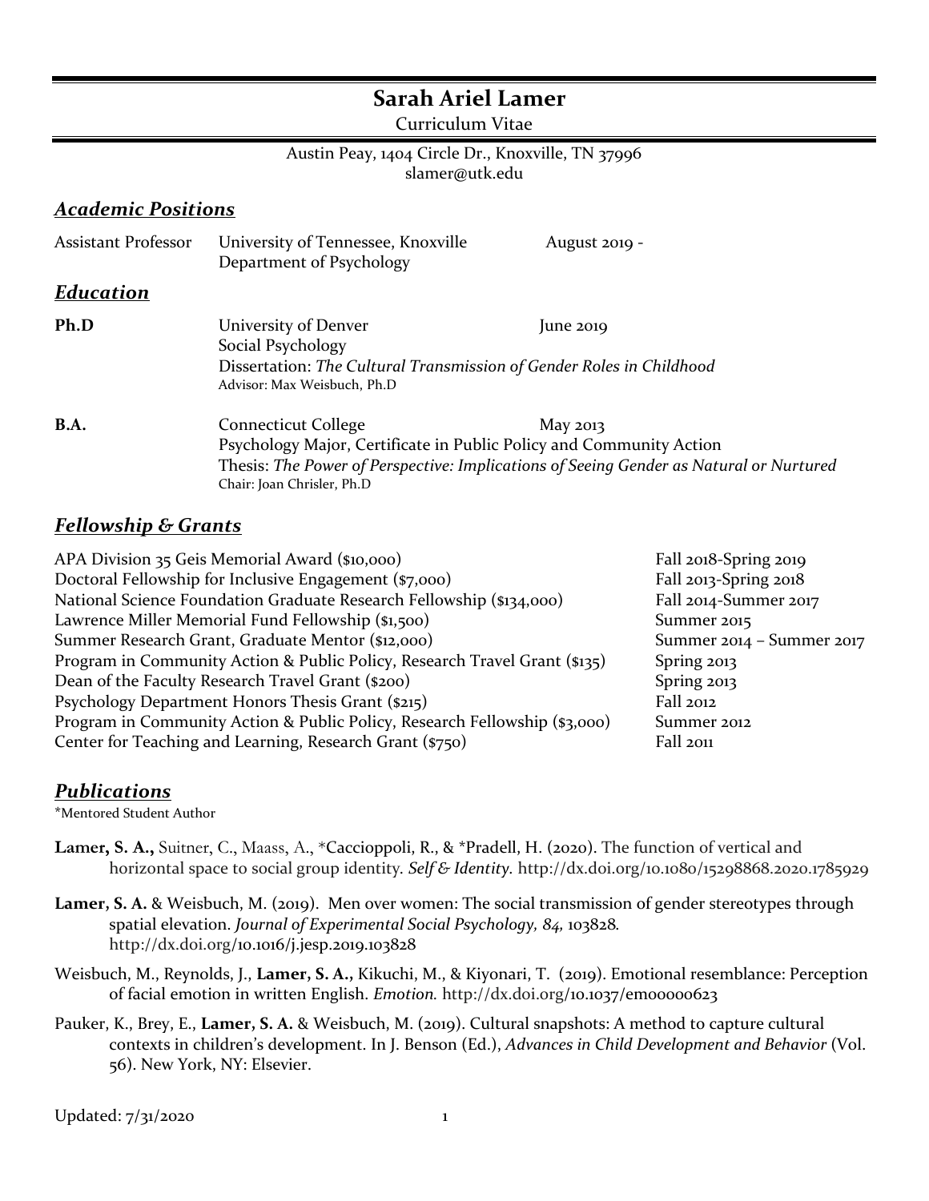# Sarah Ariel Lamer

Curriculum Vitae

Austin Peay, 1404 Circle Dr., Knoxville, TN 37996
slamer@utk.edu

## *Academic Positions*

| | | |
|---|---|---|
| Assistant Professor | University of Tennessee, Knoxville<br>Department of Psychology | August 2019 - |

## *Education*

**Ph.D** — University of Denver — June 2019
Social Psychology
Dissertation: *The Cultural Transmission of Gender Roles in Childhood*
Advisor: Max Weisbuch, Ph.D

**B.A.** — Connecticut College — May 2013
Psychology Major, Certificate in Public Policy and Community Action
Thesis: *The Power of Perspective: Implications of Seeing Gender as Natural or Nurtured*
Chair: Joan Chrisler, Ph.D

## *Fellowship & Grants*

| | |
|---|---|
| APA Division 35 Geis Memorial Award ($10,000) | Fall 2018-Spring 2019 |
| Doctoral Fellowship for Inclusive Engagement ($7,000) | Fall 2013-Spring 2018 |
| National Science Foundation Graduate Research Fellowship ($134,000) | Fall 2014-Summer 2017 |
| Lawrence Miller Memorial Fund Fellowship ($1,500) | Summer 2015 |
| Summer Research Grant, Graduate Mentor ($12,000) | Summer 2014 – Summer 2017 |
| Program in Community Action & Public Policy, Research Travel Grant ($135) | Spring 2013 |
| Dean of the Faculty Research Travel Grant ($200) | Spring 2013 |
| Psychology Department Honors Thesis Grant ($215) | Fall 2012 |
| Program in Community Action & Public Policy, Research Fellowship ($3,000) | Summer 2012 |
| Center for Teaching and Learning, Research Grant ($750) | Fall 2011 |

## *Publications*

*Mentored Student Author

**Lamer, S. A.,** Suitner, C., Maass, A., *Caccioppoli, R., & *Pradell, H. (2020). The function of vertical and horizontal space to social group identity. *Self & Identity.* http://dx.doi.org/10.1080/15298868.2020.1785929

**Lamer, S. A.** & Weisbuch, M. (2019). Men over women: The social transmission of gender stereotypes through spatial elevation. *Journal of Experimental Social Psychology, 84,* 103828. http://dx.doi.org/10.1016/j.jesp.2019.103828

Weisbuch, M., Reynolds, J., **Lamer, S. A.,** Kikuchi, M., & Kiyonari, T. (2019). Emotional resemblance: Perception of facial emotion in written English. *Emotion.* http://dx.doi.org/10.1037/emo0000623

Pauker, K., Brey, E., **Lamer, S. A.** & Weisbuch, M. (2019). Cultural snapshots: A method to capture cultural contexts in children's development. In J. Benson (Ed.), *Advances in Child Development and Behavior* (Vol. 56). New York, NY: Elsevier.

Updated: 7/31/2020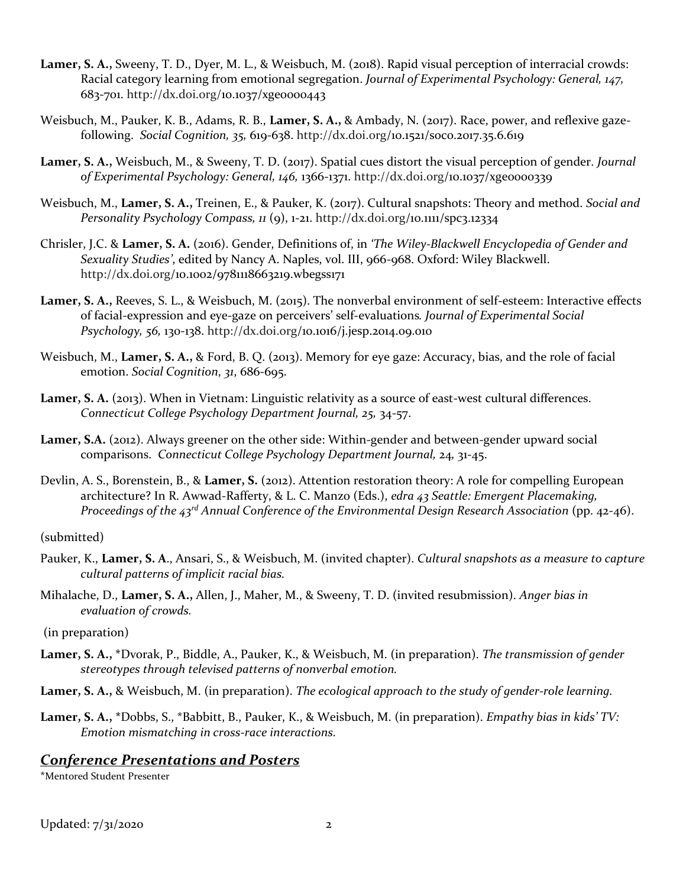**Lamer, S. A.,** Sweeny, T. D., Dyer, M. L., & Weisbuch, M. (2018). Rapid visual perception of interracial crowds: Racial category learning from emotional segregation. *Journal of Experimental Psychology: General, 147,* 683-701. http://dx.doi.org/10.1037/xge0000443

Weisbuch, M., Pauker, K. B., Adams, R. B., **Lamer, S. A.,** & Ambady, N. (2017). Race, power, and reflexive gaze-following. *Social Cognition, 35,* 619-638. http://dx.doi.org/10.1521/soco.2017.35.6.619

**Lamer, S. A.,** Weisbuch, M., & Sweeny, T. D. (2017). Spatial cues distort the visual perception of gender. *Journal of Experimental Psychology: General, 146,* 1366-1371. http://dx.doi.org/10.1037/xge0000339

Weisbuch, M., **Lamer, S. A.,** Treinen, E., & Pauker, K. (2017). Cultural snapshots: Theory and method. *Social and Personality Psychology Compass, 11* (9), 1-21. http://dx.doi.org/10.1111/spc3.12334

Chrisler, J.C. & **Lamer, S. A.** (2016). Gender, Definitions of, in *'The Wiley-Blackwell Encyclopedia of Gender and Sexuality Studies'*, edited by Nancy A. Naples, vol. III, 966-968. Oxford: Wiley Blackwell. http://dx.doi.org/10.1002/9781118663219.wbegss171

**Lamer, S. A.,** Reeves, S. L., & Weisbuch, M. (2015). The nonverbal environment of self-esteem: Interactive effects of facial-expression and eye-gaze on perceivers' self-evaluations*. Journal of Experimental Social Psychology, 56,* 130-138. http://dx.doi.org/10.1016/j.jesp.2014.09.010

Weisbuch, M., **Lamer, S. A.,** & Ford, B. Q. (2013). Memory for eye gaze: Accuracy, bias, and the role of facial emotion. *Social Cognition*, *31,* 686-695.

**Lamer, S. A.** (2013). When in Vietnam: Linguistic relativity as a source of east-west cultural differences. *Connecticut College Psychology Department Journal, 25,* 34-57.

**Lamer, S.A.** (2012). Always greener on the other side: Within-gender and between-gender upward social comparisons. *Connecticut College Psychology Department Journal,* 24*,* 31-45.

Devlin, A. S., Borenstein, B., & **Lamer, S.** (2012). Attention restoration theory: A role for compelling European architecture? In R. Awwad-Rafferty, & L. C. Manzo (Eds.), *edra 43 Seattle: Emergent Placemaking, Proceedings of the 43rd Annual Conference of the Environmental Design Research Association* (pp. 42-46).

(submitted)

Pauker, K., **Lamer, S. A**., Ansari, S., & Weisbuch, M. (invited chapter). *Cultural snapshots as a measure to capture cultural patterns of implicit racial bias.*

Mihalache, D., **Lamer, S. A.,** Allen, J., Maher, M., & Sweeny, T. D. (invited resubmission). *Anger bias in evaluation of crowds.*

(in preparation)

**Lamer, S. A.,** *Dvorak, P., Biddle, A., Pauker, K., & Weisbuch, M. (in preparation). *The transmission of gender stereotypes through televised patterns of nonverbal emotion.*

**Lamer, S. A.,** & Weisbuch, M. (in preparation). *The ecological approach to the study of gender-role learning.*

**Lamer, S. A.,** *Dobbs, S., *Babbitt, B., Pauker, K., & Weisbuch, M. (in preparation). *Empathy bias in kids' TV: Emotion mismatching in cross-race interactions.*

## *Conference Presentations and Posters*

*Mentored Student Presenter

Updated: 7/31/2020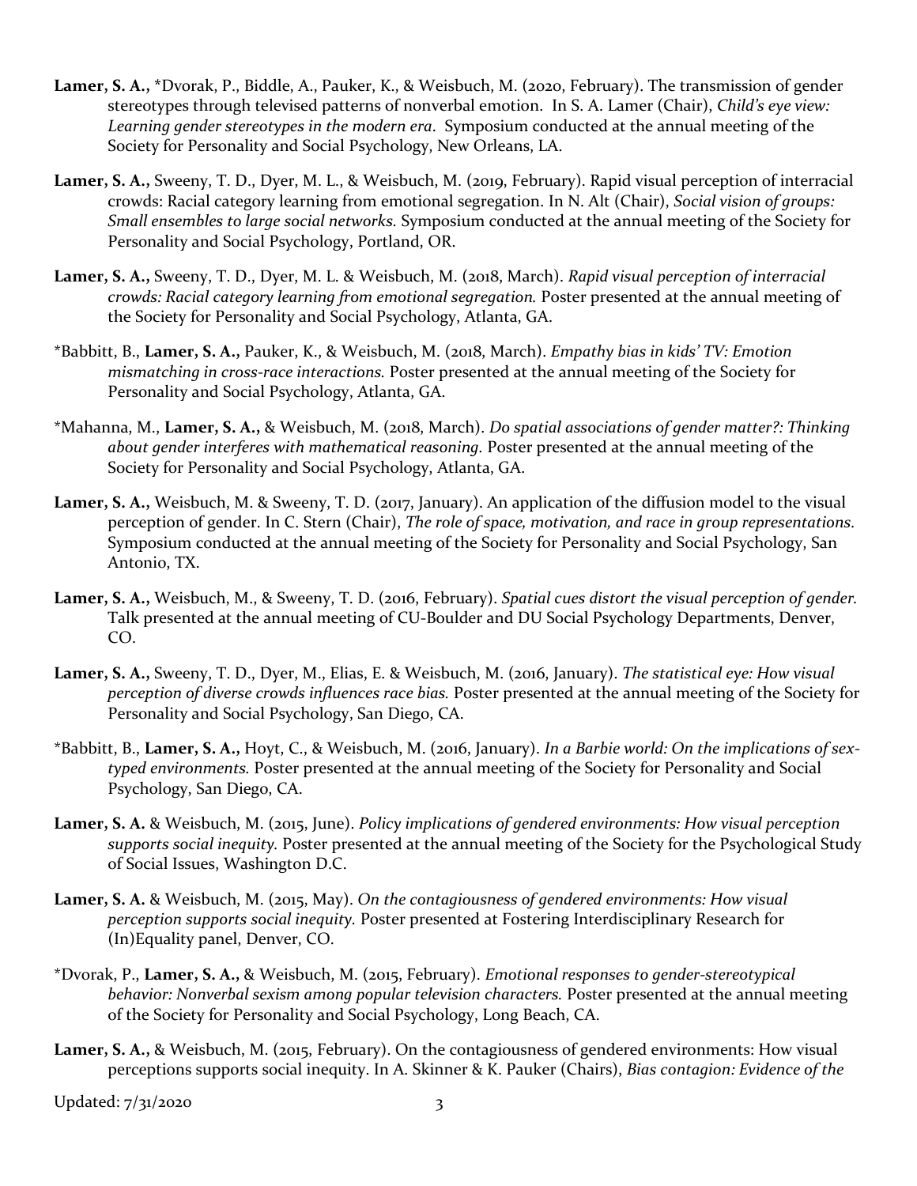**Lamer, S. A.,** *Dvorak, P., Biddle, A., Pauker, K., & Weisbuch, M. (2020, February). The transmission of gender stereotypes through televised patterns of nonverbal emotion. In S. A. Lamer (Chair), *Child's eye view: Learning gender stereotypes in the modern era*. Symposium conducted at the annual meeting of the Society for Personality and Social Psychology, New Orleans, LA.

**Lamer, S. A.,** Sweeny, T. D., Dyer, M. L., & Weisbuch, M. (2019, February). Rapid visual perception of interracial crowds: Racial category learning from emotional segregation. In N. Alt (Chair), *Social vision of groups: Small ensembles to large social networks*. Symposium conducted at the annual meeting of the Society for Personality and Social Psychology, Portland, OR.

**Lamer, S. A.,** Sweeny, T. D., Dyer, M. L. & Weisbuch, M. (2018, March). *Rapid visual perception of interracial crowds: Racial category learning from emotional segregation.* Poster presented at the annual meeting of the Society for Personality and Social Psychology, Atlanta, GA.

*Babbitt, B., **Lamer, S. A.,** Pauker, K., & Weisbuch, M. (2018, March). *Empathy bias in kids' TV: Emotion mismatching in cross-race interactions.* Poster presented at the annual meeting of the Society for Personality and Social Psychology, Atlanta, GA.

*Mahanna, M., **Lamer, S. A.,** & Weisbuch, M. (2018, March). *Do spatial associations of gender matter?: Thinking about gender interferes with mathematical reasoning.* Poster presented at the annual meeting of the Society for Personality and Social Psychology, Atlanta, GA.

**Lamer, S. A.,** Weisbuch, M. & Sweeny, T. D. (2017, January). An application of the diffusion model to the visual perception of gender. In C. Stern (Chair), *The role of space, motivation, and race in group representations*. Symposium conducted at the annual meeting of the Society for Personality and Social Psychology, San Antonio, TX.

**Lamer, S. A.,** Weisbuch, M., & Sweeny, T. D. (2016, February). *Spatial cues distort the visual perception of gender.* Talk presented at the annual meeting of CU-Boulder and DU Social Psychology Departments, Denver, CO.

**Lamer, S. A.,** Sweeny, T. D., Dyer, M., Elias, E. & Weisbuch, M. (2016, January). *The statistical eye: How visual perception of diverse crowds influences race bias.* Poster presented at the annual meeting of the Society for Personality and Social Psychology, San Diego, CA.

*Babbitt, B., **Lamer, S. A.,** Hoyt, C., & Weisbuch, M. (2016, January). *In a Barbie world: On the implications of sex-typed environments.* Poster presented at the annual meeting of the Society for Personality and Social Psychology, San Diego, CA.

**Lamer, S. A.** & Weisbuch, M. (2015, June). *Policy implications of gendered environments: How visual perception supports social inequity.* Poster presented at the annual meeting of the Society for the Psychological Study of Social Issues, Washington D.C.

**Lamer, S. A.** & Weisbuch, M. (2015, May). *On the contagiousness of gendered environments: How visual perception supports social inequity.* Poster presented at Fostering Interdisciplinary Research for (In)Equality panel, Denver, CO.

*Dvorak, P., **Lamer, S. A.,** & Weisbuch, M. (2015, February). *Emotional responses to gender-stereotypical behavior: Nonverbal sexism among popular television characters.* Poster presented at the annual meeting of the Society for Personality and Social Psychology, Long Beach, CA.

**Lamer, S. A.,** & Weisbuch, M. (2015, February). On the contagiousness of gendered environments: How visual perceptions supports social inequity. In A. Skinner & K. Pauker (Chairs), *Bias contagion: Evidence of the*

Updated: 7/31/2020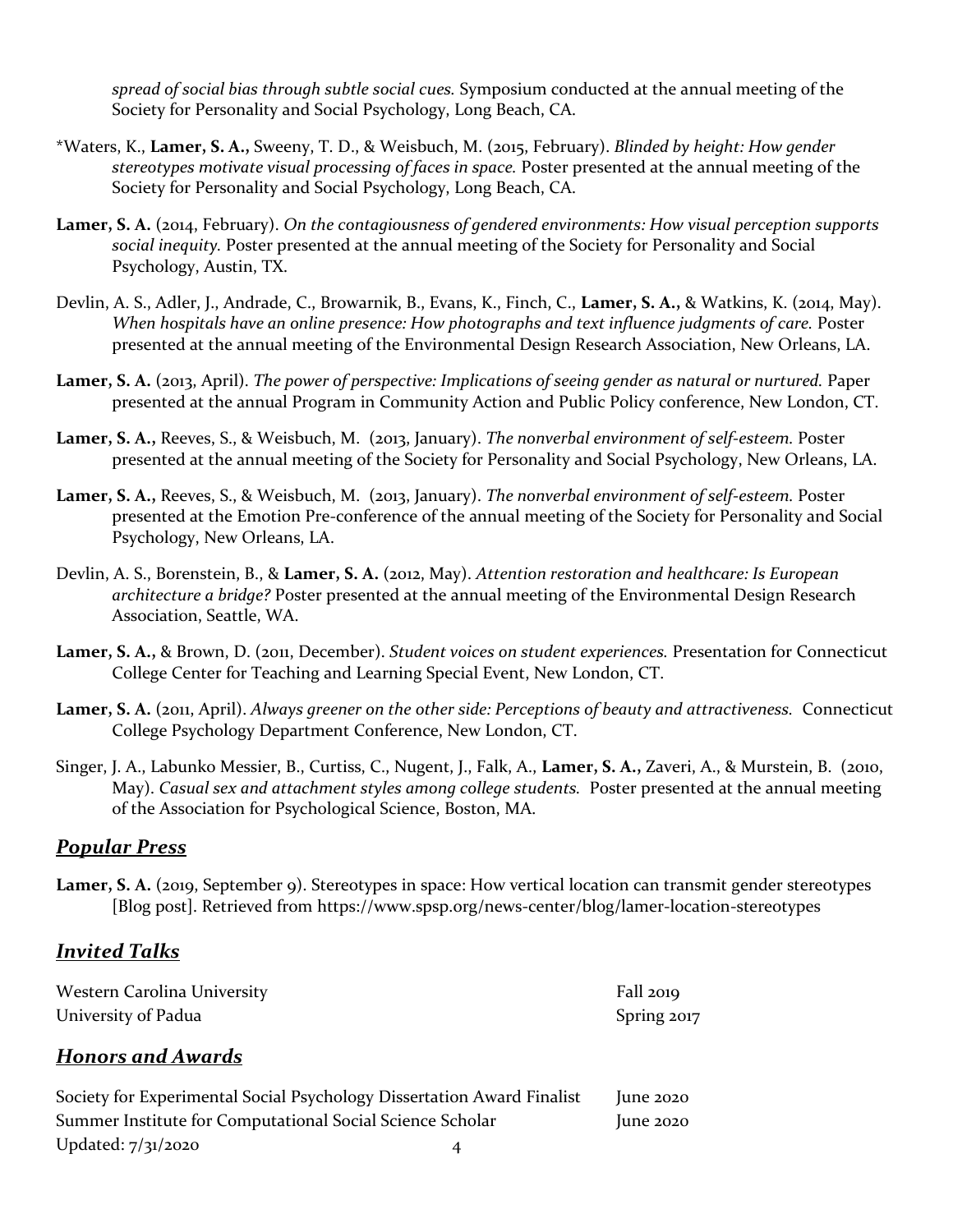*spread of social bias through subtle social cues.* Symposium conducted at the annual meeting of the Society for Personality and Social Psychology, Long Beach, CA.

*Waters, K., **Lamer, S. A.,** Sweeny, T. D., & Weisbuch, M. (2015, February). *Blinded by height: How gender stereotypes motivate visual processing of faces in space.* Poster presented at the annual meeting of the Society for Personality and Social Psychology, Long Beach, CA.

**Lamer, S. A.** (2014, February). *On the contagiousness of gendered environments: How visual perception supports social inequity.* Poster presented at the annual meeting of the Society for Personality and Social Psychology, Austin, TX.

Devlin, A. S., Adler, J., Andrade, C., Browarnik, B., Evans, K., Finch, C., **Lamer, S. A.,** & Watkins, K. (2014, May). *When hospitals have an online presence: How photographs and text influence judgments of care.* Poster presented at the annual meeting of the Environmental Design Research Association, New Orleans, LA.

**Lamer, S. A.** (2013, April). *The power of perspective: Implications of seeing gender as natural or nurtured.* Paper presented at the annual Program in Community Action and Public Policy conference, New London, CT.

**Lamer, S. A.,** Reeves, S., & Weisbuch, M. (2013, January). *The nonverbal environment of self-esteem.* Poster presented at the annual meeting of the Society for Personality and Social Psychology, New Orleans, LA.

**Lamer, S. A.,** Reeves, S., & Weisbuch, M. (2013, January). *The nonverbal environment of self-esteem.* Poster presented at the Emotion Pre-conference of the annual meeting of the Society for Personality and Social Psychology, New Orleans, LA.

Devlin, A. S., Borenstein, B., & **Lamer, S. A.** (2012, May). *Attention restoration and healthcare: Is European architecture a bridge?* Poster presented at the annual meeting of the Environmental Design Research Association, Seattle, WA.

**Lamer, S. A.,** & Brown, D. (2011, December). *Student voices on student experiences.* Presentation for Connecticut College Center for Teaching and Learning Special Event, New London, CT.

**Lamer, S. A.** (2011, April). *Always greener on the other side: Perceptions of beauty and attractiveness.* Connecticut College Psychology Department Conference, New London, CT.

Singer, J. A., Labunko Messier, B., Curtiss, C., Nugent, J., Falk, A., **Lamer, S. A.,** Zaveri, A., & Murstein, B. (2010, May). *Casual sex and attachment styles among college students.* Poster presented at the annual meeting of the Association for Psychological Science, Boston, MA.

## *Popular Press*

**Lamer, S. A.** (2019, September 9). Stereotypes in space: How vertical location can transmit gender stereotypes [Blog post]. Retrieved from https://www.spsp.org/news-center/blog/lamer-location-stereotypes

## *Invited Talks*

| | |
|---|---|
| Western Carolina University | Fall 2019 |
| University of Padua | Spring 2017 |

## *Honors and Awards*

| | |
|---|---|
| Society for Experimental Social Psychology Dissertation Award Finalist | June 2020 |
| Summer Institute for Computational Social Science Scholar | June 2020 |

Updated: 7/31/2020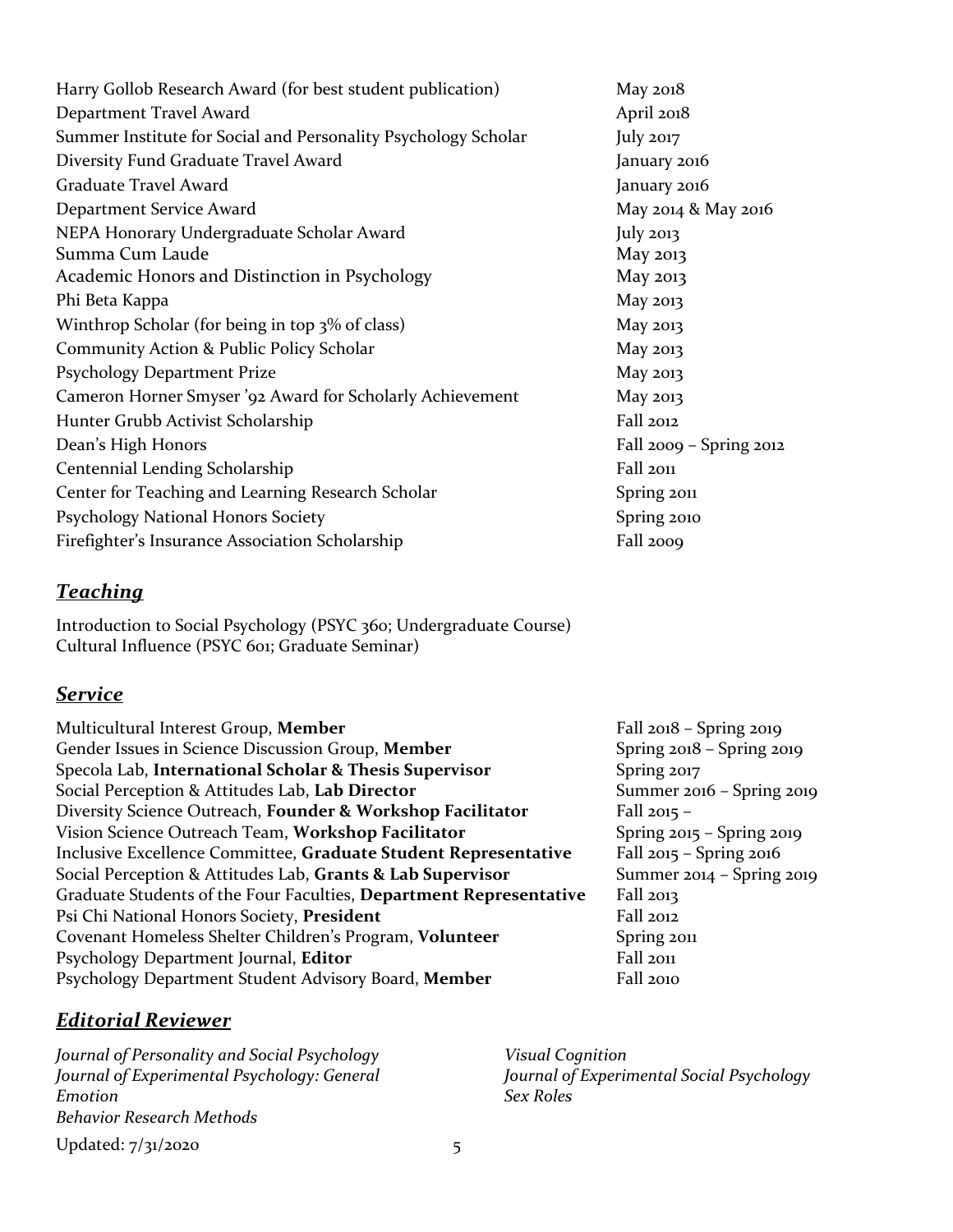| | |
|---|---|
| Harry Gollob Research Award (for best student publication) | May 2018 |
| Department Travel Award | April 2018 |
| Summer Institute for Social and Personality Psychology Scholar | July 2017 |
| Diversity Fund Graduate Travel Award | January 2016 |
| Graduate Travel Award | January 2016 |
| Department Service Award | May 2014 & May 2016 |
| NEPA Honorary Undergraduate Scholar Award | July 2013 |
| Summa Cum Laude | May 2013 |
| Academic Honors and Distinction in Psychology | May 2013 |
| Phi Beta Kappa | May 2013 |
| Winthrop Scholar (for being in top 3% of class) | May 2013 |
| Community Action & Public Policy Scholar | May 2013 |
| Psychology Department Prize | May 2013 |
| Cameron Horner Smyser '92 Award for Scholarly Achievement | May 2013 |
| Hunter Grubb Activist Scholarship | Fall 2012 |
| Dean's High Honors | Fall 2009 – Spring 2012 |
| Centennial Lending Scholarship | Fall 2011 |
| Center for Teaching and Learning Research Scholar | Spring 2011 |
| Psychology National Honors Society | Spring 2010 |
| Firefighter's Insurance Association Scholarship | Fall 2009 |

## ***Teaching***

Introduction to Social Psychology (PSYC 360; Undergraduate Course)
Cultural Influence (PSYC 601; Graduate Seminar)

## ***Service***

| | |
|---|---|
| Multicultural Interest Group, **Member** | Fall 2018 – Spring 2019 |
| Gender Issues in Science Discussion Group, **Member** | Spring 2018 – Spring 2019 |
| Specola Lab, **International Scholar & Thesis Supervisor** | Spring 2017 |
| Social Perception & Attitudes Lab, **Lab Director** | Summer 2016 – Spring 2019 |
| Diversity Science Outreach, **Founder & Workshop Facilitator** | Fall 2015 – |
| Vision Science Outreach Team, **Workshop Facilitator** | Spring 2015 – Spring 2019 |
| Inclusive Excellence Committee, **Graduate Student Representative** | Fall 2015 – Spring 2016 |
| Social Perception & Attitudes Lab, **Grants & Lab Supervisor** | Summer 2014 – Spring 2019 |
| Graduate Students of the Four Faculties, **Department Representative** | Fall 2013 |
| Psi Chi National Honors Society, **President** | Fall 2012 |
| Covenant Homeless Shelter Children's Program, **Volunteer** | Spring 2011 |
| Psychology Department Journal, **Editor** | Fall 2011 |
| Psychology Department Student Advisory Board, **Member** | Fall 2010 |

## ***Editorial Reviewer***

*Journal of Personality and Social Psychology*
*Journal of Experimental Psychology: General*
*Emotion*
*Behavior Research Methods*
*Visual Cognition*
*Journal of Experimental Social Psychology*
*Sex Roles*

Updated: 7/31/2020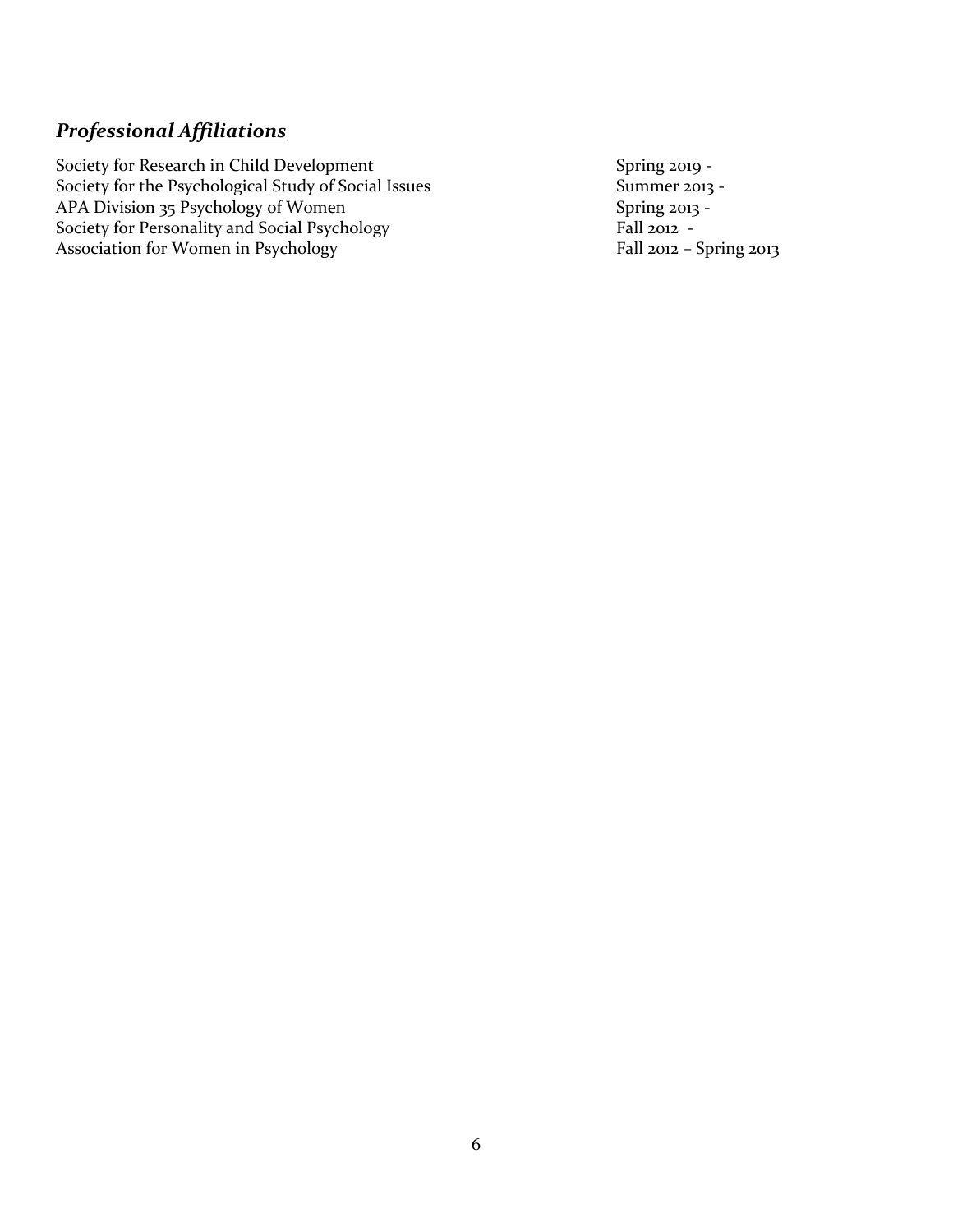## ***Professional Affiliations***

| | |
|---|---|
| Society for Research in Child Development | Spring 2019 - |
| Society for the Psychological Study of Social Issues | Summer 2013 - |
| APA Division 35 Psychology of Women | Spring 2013 - |
| Society for Personality and Social Psychology | Fall 2012 - |
| Association for Women in Psychology | Fall 2012 – Spring 2013 |